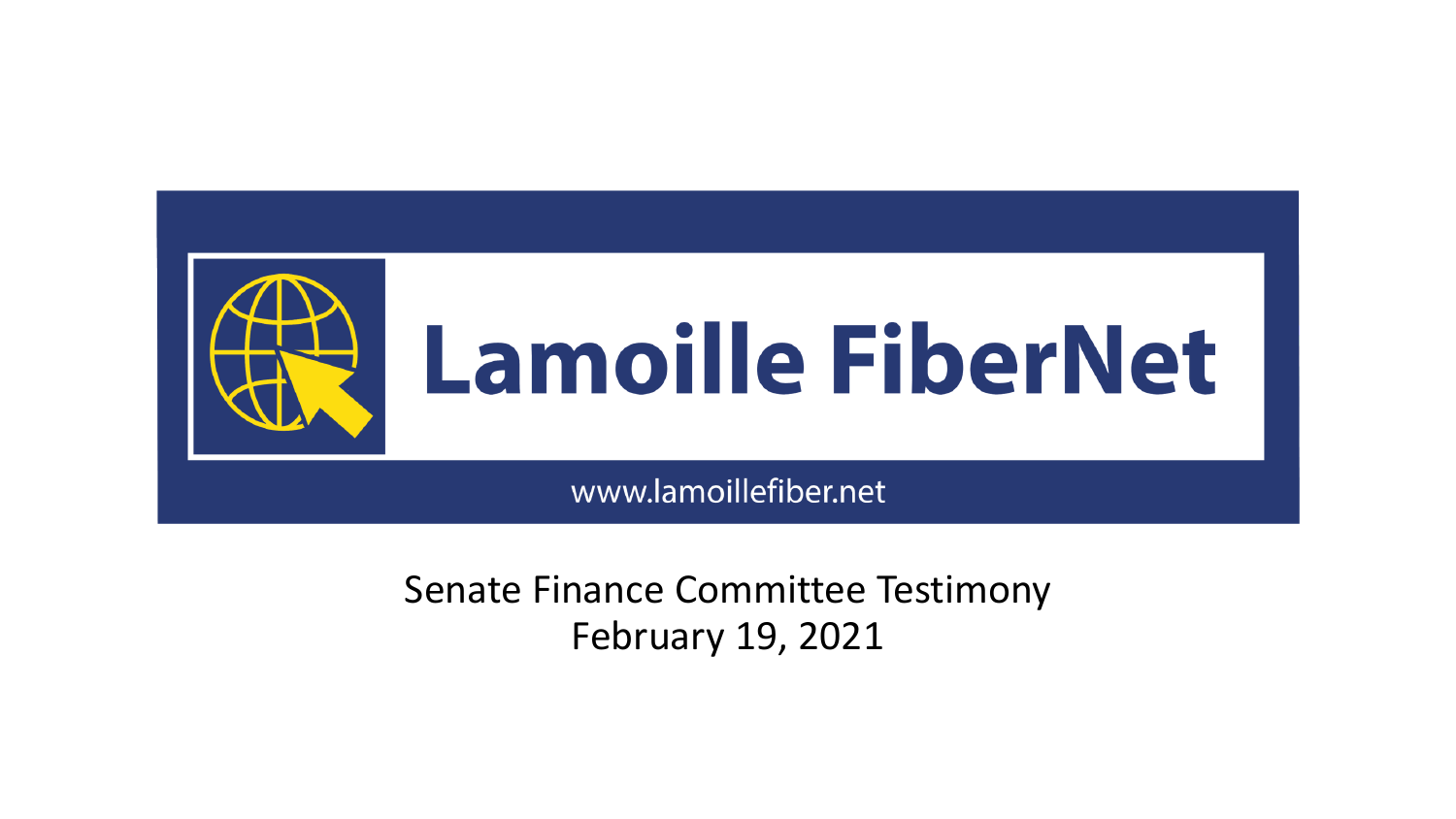# Lamoille FiberNet

www.lamoillefiber.net

Senate Finance Committee Testimony
February 19, 2021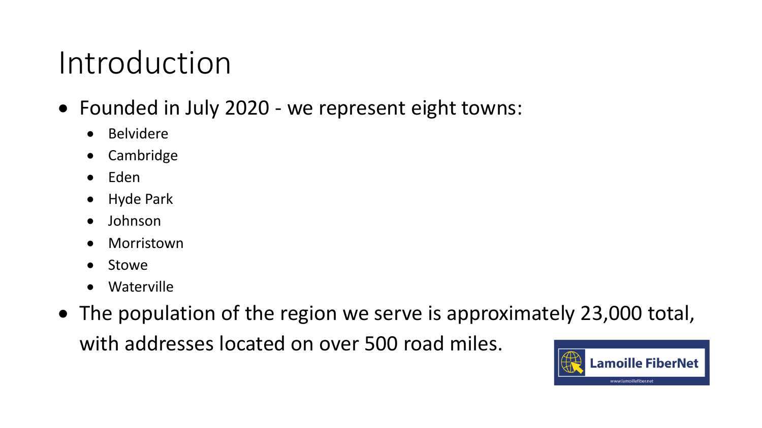# Introduction

- Founded in July 2020 - we represent eight towns:
  - Belvidere
  - Cambridge
  - Eden
  - Hyde Park
  - Johnson
  - Morristown
  - Stowe
  - Waterville
- The population of the region we serve is approximately 23,000 total, with addresses located on over 500 road miles.

Lamoille FiberNet

www.lamoillefiber.net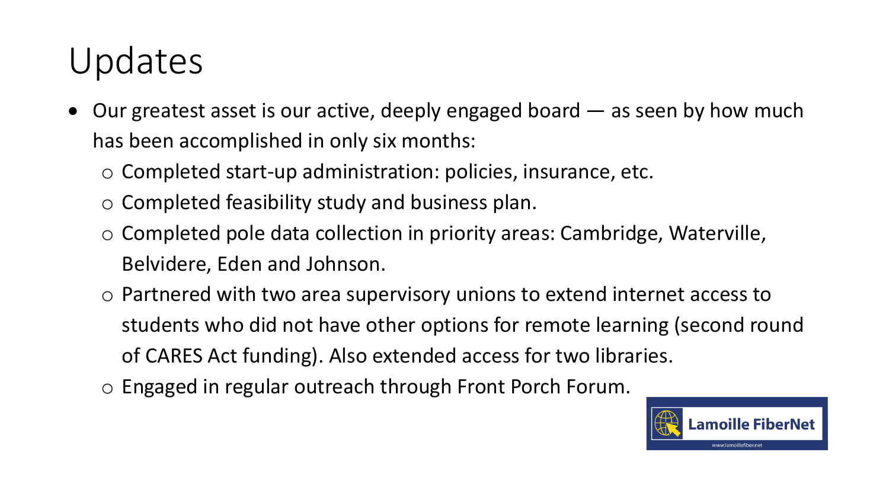# Updates

- Our greatest asset is our active, deeply engaged board — as seen by how much has been accomplished in only six months:
  - Completed start-up administration: policies, insurance, etc.
  - Completed feasibility study and business plan.
  - Completed pole data collection in priority areas: Cambridge, Waterville, Belvidere, Eden and Johnson.
  - Partnered with two area supervisory unions to extend internet access to students who did not have other options for remote learning (second round of CARES Act funding). Also extended access for two libraries.
  - Engaged in regular outreach through Front Porch Forum.

Lamoille FiberNet

www.lamoillefiber.net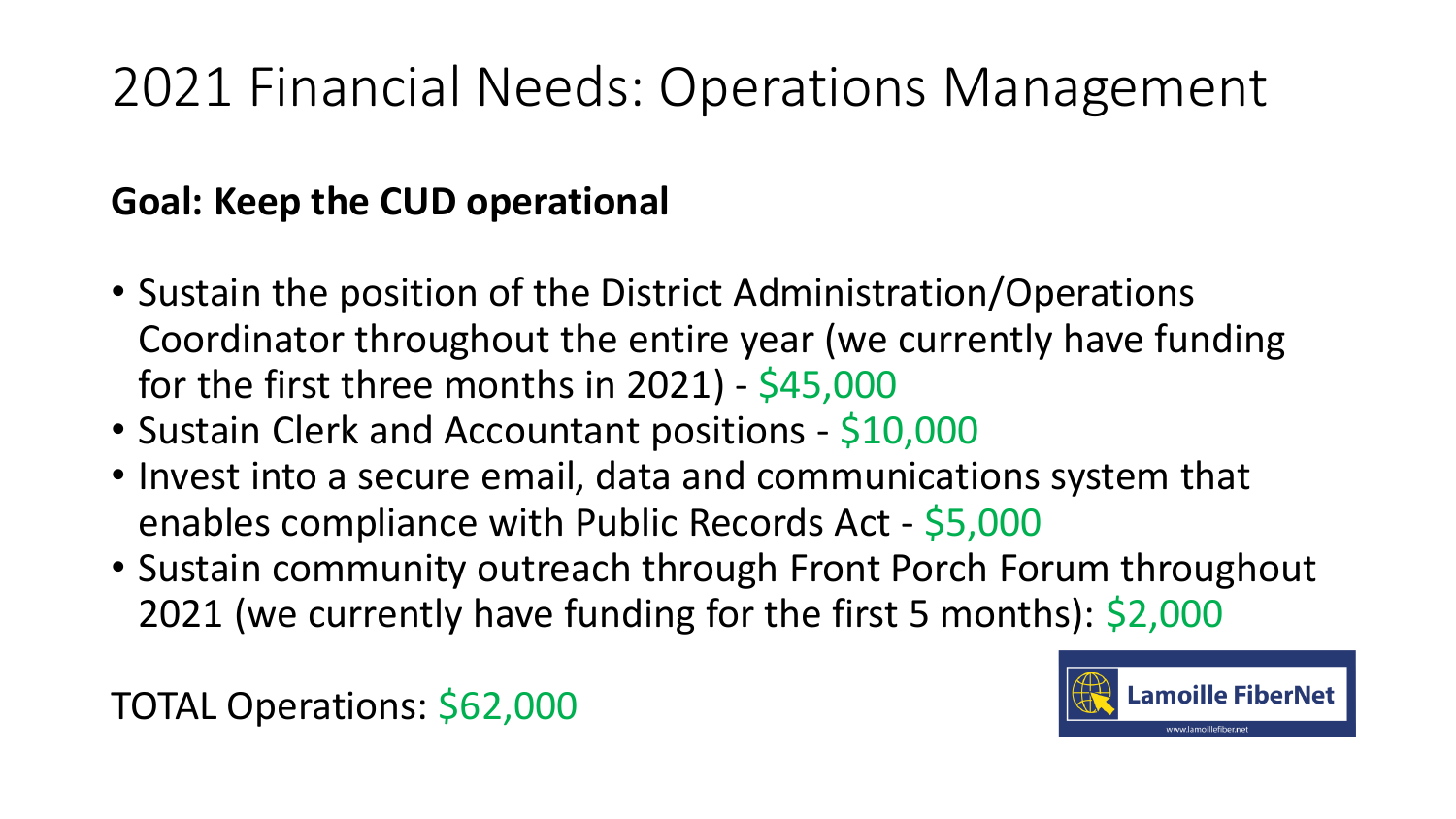# 2021 Financial Needs: Operations Management

**Goal: Keep the CUD operational**

- Sustain the position of the District Administration/Operations Coordinator throughout the entire year (we currently have funding for the first three months in 2021) - $45,000
- Sustain Clerk and Accountant positions - $10,000
- Invest into a secure email, data and communications system that enables compliance with Public Records Act - $5,000
- Sustain community outreach through Front Porch Forum throughout 2021 (we currently have funding for the first 5 months): $2,000

TOTAL Operations: $62,000

Lamoille FiberNet

www.lamoillefiber.net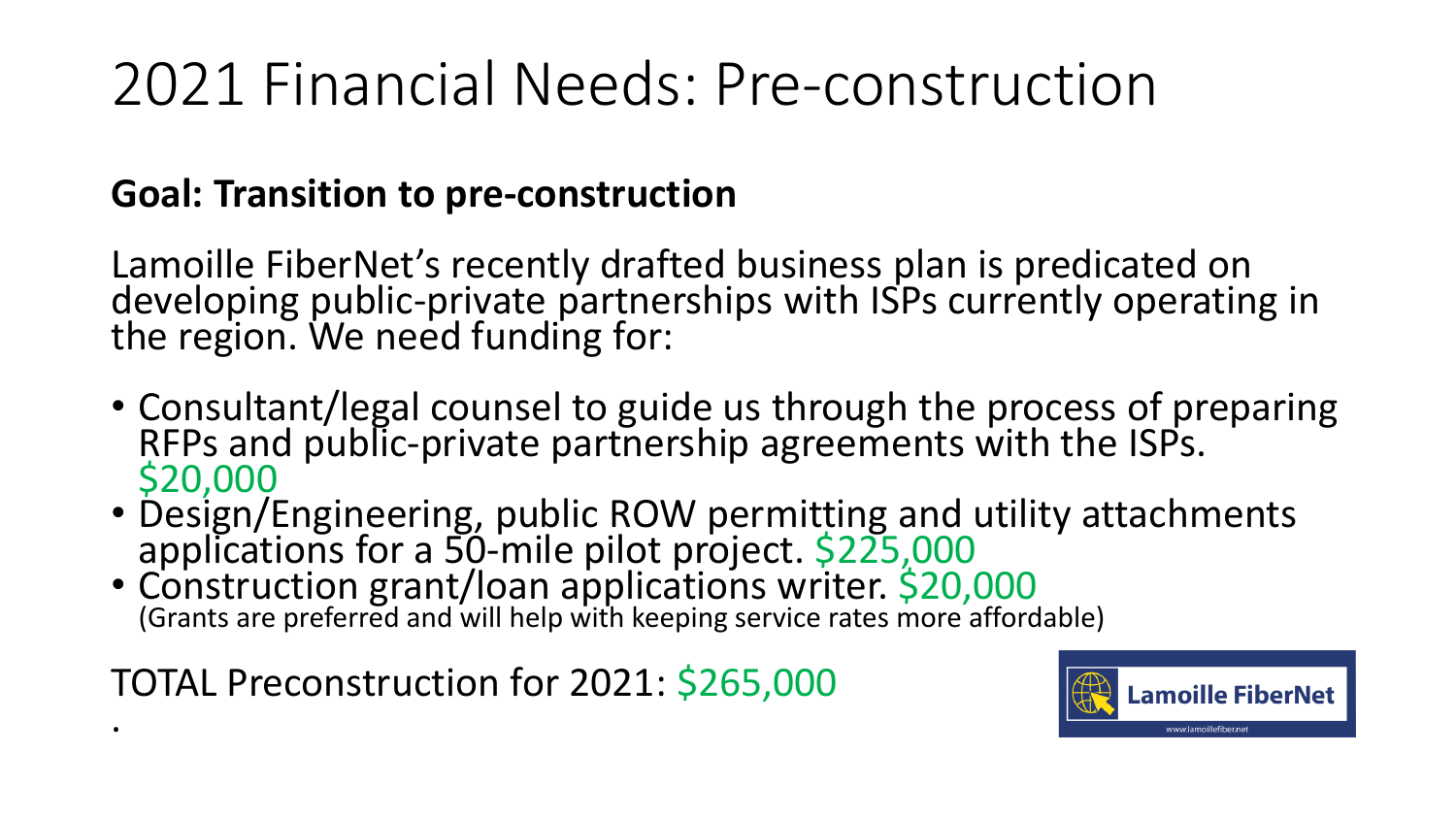# 2021 Financial Needs: Pre-construction

**Goal: Transition to pre-construction**

Lamoille FiberNet's recently drafted business plan is predicated on developing public-private partnerships with ISPs currently operating in the region. We need funding for:

- Consultant/legal counsel to guide us through the process of preparing RFPs and public-private partnership agreements with the ISPs. $20,000
- Design/Engineering, public ROW permitting and utility attachments applications for a 50-mile pilot project. $225,000
- Construction grant/loan applications writer. $20,000
  (Grants are preferred and will help with keeping service rates more affordable)

TOTAL Preconstruction for 2021: $265,000

.

Lamoille FiberNet

www.lamoillefiber.net